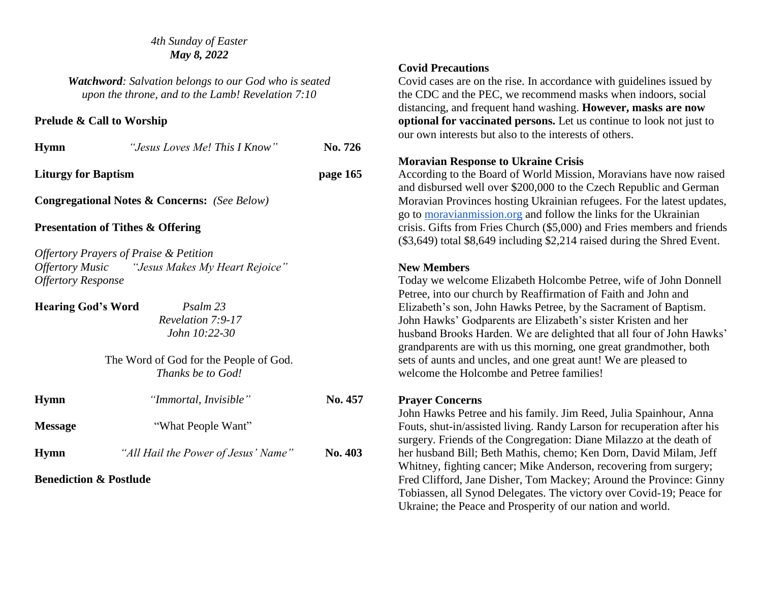*4th Sunday of Easter*
***May 8, 2022***

***Watchword**: Salvation belongs to our God who is seated upon the throne, and to the Lamb! Revelation 7:10*

**Prelude & Call to Worship**

**Hymn** *"Jesus Loves Me! This I Know"* **No. 726**

**Liturgy for Baptism** **page 165**

**Congregational Notes & Concerns:** *(See Below)*

**Presentation of Tithes & Offering**

*Offertory Prayers of Praise & Petition*
*Offertory Music "Jesus Makes My Heart Rejoice"*
*Offertory Response*

**Hearing God's Word** *Psalm 23*
*Revelation 7:9-17*
*John 10:22-30*

The Word of God for the People of God.
*Thanks be to God!*

**Hymn** *"Immortal, Invisible"* **No. 457**

**Message** "What People Want"

**Hymn** *"All Hail the Power of Jesus' Name"* **No. 403**

**Benediction & Postlude**

**Covid Precautions**

Covid cases are on the rise. In accordance with guidelines issued by the CDC and the PEC, we recommend masks when indoors, social distancing, and frequent hand washing. **However, masks are now optional for vaccinated persons.** Let us continue to look not just to our own interests but also to the interests of others.

**Moravian Response to Ukraine Crisis**

According to the Board of World Mission, Moravians have now raised and disbursed well over $200,000 to the Czech Republic and German Moravian Provinces hosting Ukrainian refugees. For the latest updates, go to moravianmission.org and follow the links for the Ukrainian crisis. Gifts from Fries Church ($5,000) and Fries members and friends ($3,649) total $8,649 including $2,214 raised during the Shred Event.

**New Members**

Today we welcome Elizabeth Holcombe Petree, wife of John Donnell Petree, into our church by Reaffirmation of Faith and John and Elizabeth's son, John Hawks Petree, by the Sacrament of Baptism. John Hawks' Godparents are Elizabeth's sister Kristen and her husband Brooks Harden. We are delighted that all four of John Hawks' grandparents are with us this morning, one great grandmother, both sets of aunts and uncles, and one great aunt! We are pleased to welcome the Holcombe and Petree families!

**Prayer Concerns**

John Hawks Petree and his family. Jim Reed, Julia Spainhour, Anna Fouts, shut-in/assisted living. Randy Larson for recuperation after his surgery. Friends of the Congregation: Diane Milazzo at the death of her husband Bill; Beth Mathis, chemo; Ken Dorn, David Milam, Jeff Whitney, fighting cancer; Mike Anderson, recovering from surgery; Fred Clifford, Jane Disher, Tom Mackey; Around the Province: Ginny Tobiassen, all Synod Delegates. The victory over Covid-19; Peace for Ukraine; the Peace and Prosperity of our nation and world.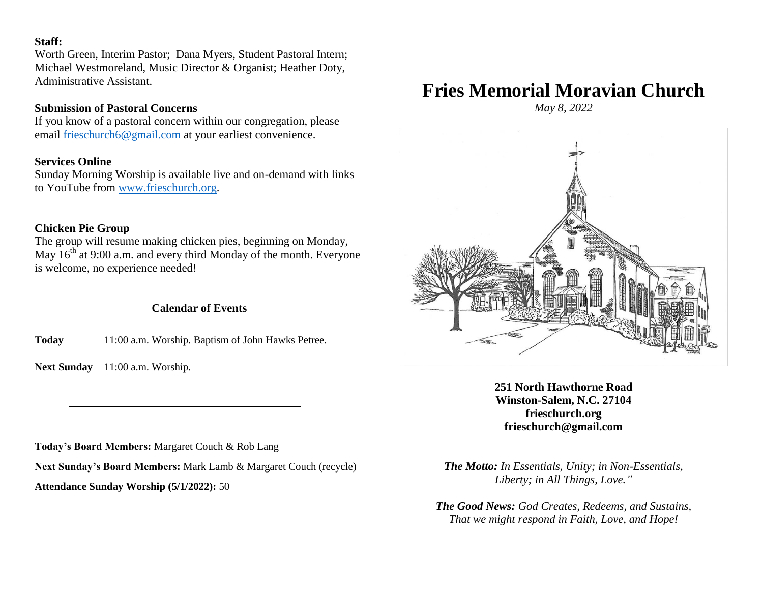**Staff:**
Worth Green, Interim Pastor; Dana Myers, Student Pastoral Intern; Michael Westmoreland, Music Director & Organist; Heather Doty, Administrative Assistant.

**Submission of Pastoral Concerns**
If you know of a pastoral concern within our congregation, please email frieschurch6@gmail.com at your earliest convenience.

**Services Online**
Sunday Morning Worship is available live and on-demand with links to YouTube from www.frieschurch.org.

**Chicken Pie Group**
The group will resume making chicken pies, beginning on Monday, May 16th at 9:00 a.m. and every third Monday of the month. Everyone is welcome, no experience needed!

**Calendar of Events**

**Today** 11:00 a.m. Worship. Baptism of John Hawks Petree.

**Next Sunday** 11:00 a.m. Worship.

---

**Today's Board Members:** Margaret Couch & Rob Lang

**Next Sunday's Board Members:** Mark Lamb & Margaret Couch (recycle)

**Attendance Sunday Worship (5/1/2022):** 50

# Fries Memorial Moravian Church

*May 8, 2022*

**251 North Hawthorne Road**
**Winston-Salem, N.C. 27104**
**frieschurch.org**
**frieschurch@gmail.com**

***The Motto:*** *In Essentials, Unity; in Non-Essentials, Liberty; in All Things, Love."*

***The Good News:*** *God Creates, Redeems, and Sustains, That we might respond in Faith, Love, and Hope!*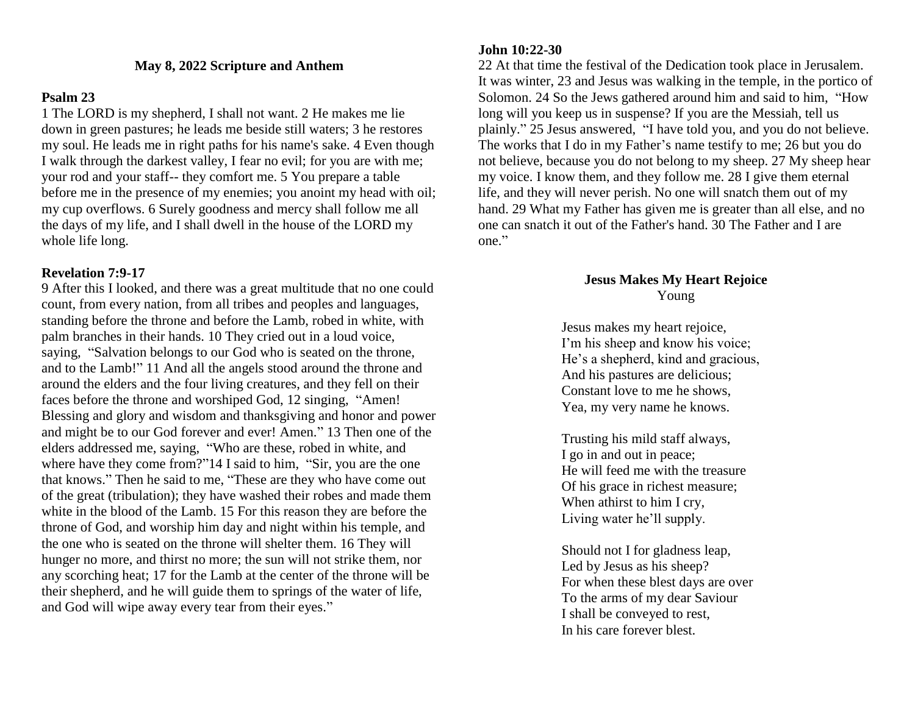## May 8, 2022 Scripture and Anthem

**Psalm 23**

1 The LORD is my shepherd, I shall not want. 2 He makes me lie down in green pastures; he leads me beside still waters; 3 he restores my soul. He leads me in right paths for his name's sake. 4 Even though I walk through the darkest valley, I fear no evil; for you are with me; your rod and your staff-- they comfort me. 5 You prepare a table before me in the presence of my enemies; you anoint my head with oil; my cup overflows. 6 Surely goodness and mercy shall follow me all the days of my life, and I shall dwell in the house of the LORD my whole life long.

**Revelation 7:9-17**

9 After this I looked, and there was a great multitude that no one could count, from every nation, from all tribes and peoples and languages, standing before the throne and before the Lamb, robed in white, with palm branches in their hands. 10 They cried out in a loud voice, saying, "Salvation belongs to our God who is seated on the throne, and to the Lamb!" 11 And all the angels stood around the throne and around the elders and the four living creatures, and they fell on their faces before the throne and worshiped God, 12 singing, "Amen! Blessing and glory and wisdom and thanksgiving and honor and power and might be to our God forever and ever! Amen." 13 Then one of the elders addressed me, saying, "Who are these, robed in white, and where have they come from?"14 I said to him, "Sir, you are the one that knows." Then he said to me, "These are they who have come out of the great (tribulation); they have washed their robes and made them white in the blood of the Lamb. 15 For this reason they are before the throne of God, and worship him day and night within his temple, and the one who is seated on the throne will shelter them. 16 They will hunger no more, and thirst no more; the sun will not strike them, nor any scorching heat; 17 for the Lamb at the center of the throne will be their shepherd, and he will guide them to springs of the water of life, and God will wipe away every tear from their eyes."

**John 10:22-30**

22 At that time the festival of the Dedication took place in Jerusalem. It was winter, 23 and Jesus was walking in the temple, in the portico of Solomon. 24 So the Jews gathered around him and said to him, "How long will you keep us in suspense? If you are the Messiah, tell us plainly." 25 Jesus answered, "I have told you, and you do not believe. The works that I do in my Father's name testify to me; 26 but you do not believe, because you do not belong to my sheep. 27 My sheep hear my voice. I know them, and they follow me. 28 I give them eternal life, and they will never perish. No one will snatch them out of my hand. 29 What my Father has given me is greater than all else, and no one can snatch it out of the Father's hand. 30 The Father and I are one."

**Jesus Makes My Heart Rejoice**

Young

Jesus makes my heart rejoice,
I'm his sheep and know his voice;
He's a shepherd, kind and gracious,
And his pastures are delicious;
Constant love to me he shows,
Yea, my very name he knows.

Trusting his mild staff always,
I go in and out in peace;
He will feed me with the treasure
Of his grace in richest measure;
When athirst to him I cry,
Living water he'll supply.

Should not I for gladness leap,
Led by Jesus as his sheep?
For when these blest days are over
To the arms of my dear Saviour
I shall be conveyed to rest,
In his care forever blest.